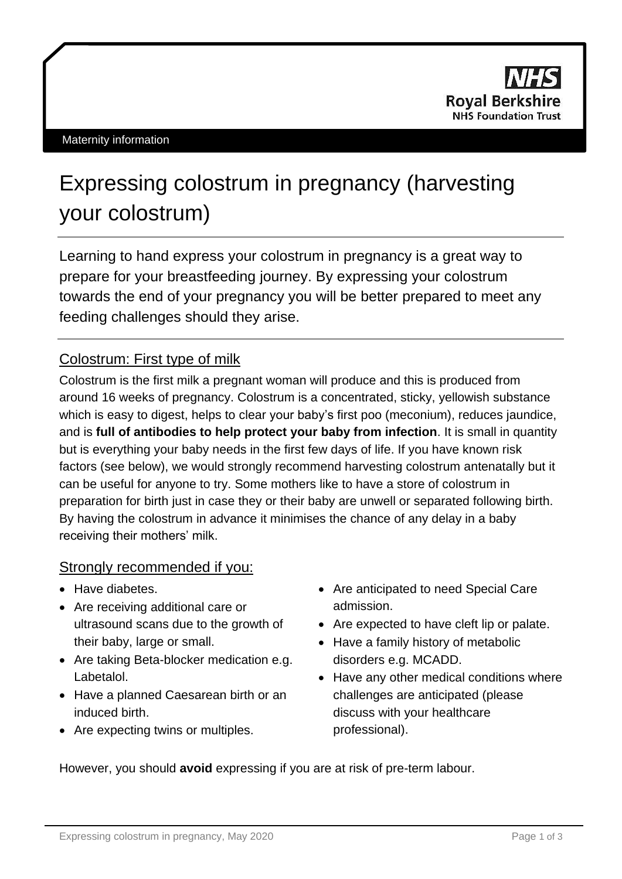NHS
Royal Berkshire
NHS Foundation Trust

Maternity information

# Expressing colostrum in pregnancy (harvesting your colostrum)

Learning to hand express your colostrum in pregnancy is a great way to prepare for your breastfeeding journey. By expressing your colostrum towards the end of your pregnancy you will be better prepared to meet any feeding challenges should they arise.

## Colostrum: First type of milk

Colostrum is the first milk a pregnant woman will produce and this is produced from around 16 weeks of pregnancy. Colostrum is a concentrated, sticky, yellowish substance which is easy to digest, helps to clear your baby's first poo (meconium), reduces jaundice, and is **full of antibodies to help protect your baby from infection**. It is small in quantity but is everything your baby needs in the first few days of life. If you have known risk factors (see below), we would strongly recommend harvesting colostrum antenatally but it can be useful for anyone to try. Some mothers like to have a store of colostrum in preparation for birth just in case they or their baby are unwell or separated following birth. By having the colostrum in advance it minimises the chance of any delay in a baby receiving their mothers' milk.

## Strongly recommended if you:

- Have diabetes.
- Are receiving additional care or ultrasound scans due to the growth of their baby, large or small.
- Are taking Beta-blocker medication e.g. Labetalol.
- Have a planned Caesarean birth or an induced birth.
- Are expecting twins or multiples.
- Are anticipated to need Special Care admission.
- Are expected to have cleft lip or palate.
- Have a family history of metabolic disorders e.g. MCADD.
- Have any other medical conditions where challenges are anticipated (please discuss with your healthcare professional).

However, you should **avoid** expressing if you are at risk of pre-term labour.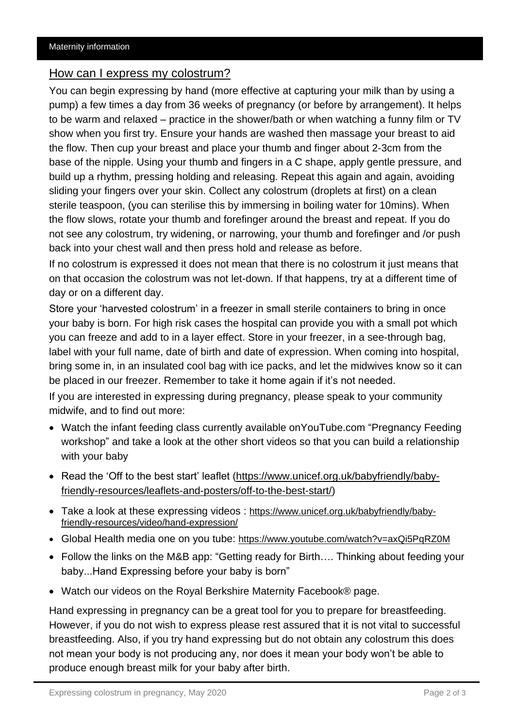## How can I express my colostrum?

You can begin expressing by hand (more effective at capturing your milk than by using a pump) a few times a day from 36 weeks of pregnancy (or before by arrangement). It helps to be warm and relaxed – practice in the shower/bath or when watching a funny film or TV show when you first try. Ensure your hands are washed then massage your breast to aid the flow. Then cup your breast and place your thumb and finger about 2-3cm from the base of the nipple. Using your thumb and fingers in a C shape, apply gentle pressure, and build up a rhythm, pressing holding and releasing. Repeat this again and again, avoiding sliding your fingers over your skin. Collect any colostrum (droplets at first) on a clean sterile teaspoon, (you can sterilise this by immersing in boiling water for 10mins). When the flow slows, rotate your thumb and forefinger around the breast and repeat. If you do not see any colostrum, try widening, or narrowing, your thumb and forefinger and /or push back into your chest wall and then press hold and release as before.

If no colostrum is expressed it does not mean that there is no colostrum it just means that on that occasion the colostrum was not let-down. If that happens, try at a different time of day or on a different day.

Store your 'harvested colostrum' in a freezer in small sterile containers to bring in once your baby is born. For high risk cases the hospital can provide you with a small pot which you can freeze and add to in a layer effect. Store in your freezer, in a see-through bag, label with your full name, date of birth and date of expression. When coming into hospital, bring some in, in an insulated cool bag with ice packs, and let the midwives know so it can be placed in our freezer. Remember to take it home again if it's not needed.

If you are interested in expressing during pregnancy, please speak to your community midwife, and to find out more:

- Watch the infant feeding class currently available onYouTube.com "Pregnancy Feeding workshop" and take a look at the other short videos so that you can build a relationship with your baby
- Read the 'Off to the best start' leaflet (https://www.unicef.org.uk/babyfriendly/baby-friendly-resources/leaflets-and-posters/off-to-the-best-start/)
- Take a look at these expressing videos : https://www.unicef.org.uk/babyfriendly/baby-friendly-resources/video/hand-expression/
- Global Health media one on you tube: https://www.youtube.com/watch?v=axQi5PqRZ0M
- Follow the links on the M&B app: "Getting ready for Birth…. Thinking about feeding your baby...Hand Expressing before your baby is born"
- Watch our videos on the Royal Berkshire Maternity Facebook® page.

Hand expressing in pregnancy can be a great tool for you to prepare for breastfeeding. However, if you do not wish to express please rest assured that it is not vital to successful breastfeeding. Also, if you try hand expressing but do not obtain any colostrum this does not mean your body is not producing any, nor does it mean your body won't be able to produce enough breast milk for your baby after birth.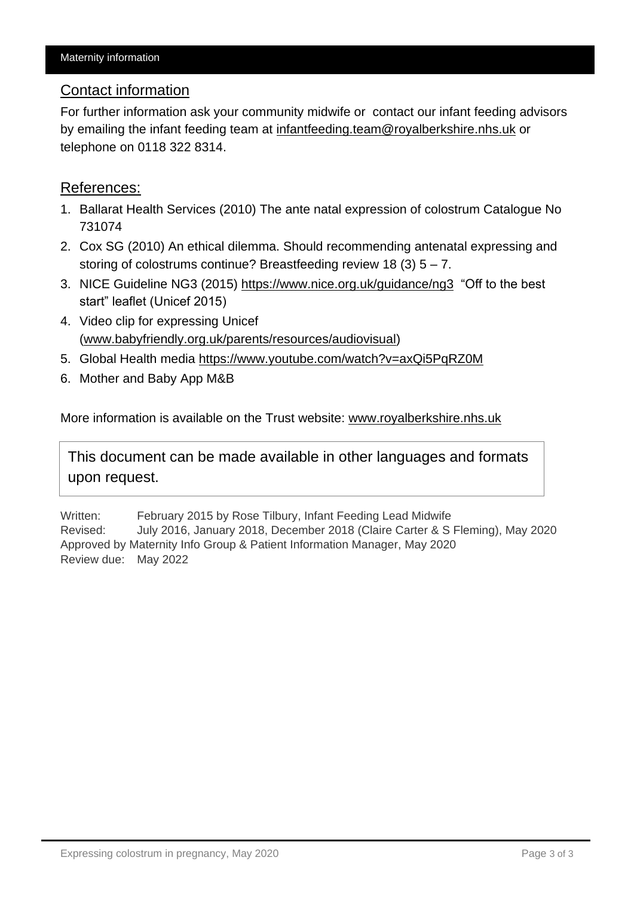## Contact information

For further information ask your community midwife or contact our infant feeding advisors by emailing the infant feeding team at infantfeeding.team@royalberkshire.nhs.uk or telephone on 0118 322 8314.

## References:

1. Ballarat Health Services (2010) The ante natal expression of colostrum Catalogue No 731074
2. Cox SG (2010) An ethical dilemma. Should recommending antenatal expressing and storing of colostrums continue? Breastfeeding review 18 (3) 5 – 7.
3. NICE Guideline NG3 (2015) https://www.nice.org.uk/guidance/ng3 "Off to the best start" leaflet (Unicef 2015)
4. Video clip for expressing Unicef (www.babyfriendly.org.uk/parents/resources/audiovisual)
5. Global Health media https://www.youtube.com/watch?v=axQi5PqRZ0M
6. Mother and Baby App M&B

More information is available on the Trust website: www.royalberkshire.nhs.uk

This document can be made available in other languages and formats upon request.

Written: February 2015 by Rose Tilbury, Infant Feeding Lead Midwife
Revised: July 2016, January 2018, December 2018 (Claire Carter & S Fleming), May 2020
Approved by Maternity Info Group & Patient Information Manager, May 2020
Review due: May 2022